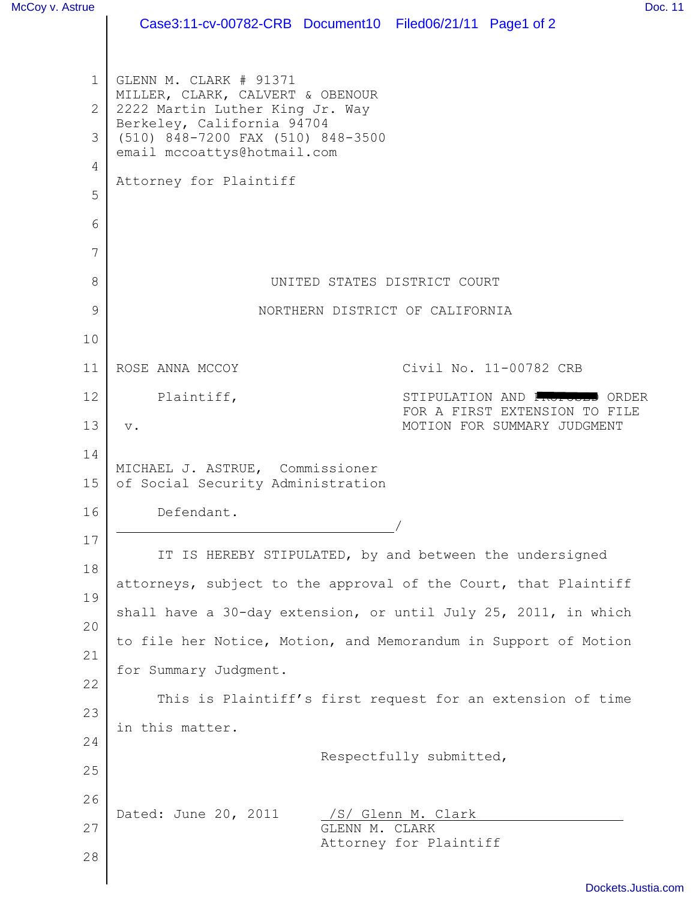GLENN M. CLARK # 91371
MILLER, CLARK, CALVERT & OBENOUR
2222 Martin Luther King Jr. Way
Berkeley, California 94704
(510) 848-7200 FAX (510) 848-3500
email mccoattys@hotmail.com

Attorney for Plaintiff

UNITED STATES DISTRICT COURT

NORTHERN DISTRICT OF CALIFORNIA

ROSE ANNA MCCOY

Plaintiff,

v.

MICHAEL J. ASTRUE, Commissioner of Social Security Administration

Defendant.

/

Civil No. 11-00782 CRB

STIPULATION AND ~~PROPOSED~~ ORDER FOR A FIRST EXTENSION TO FILE MOTION FOR SUMMARY JUDGMENT

IT IS HEREBY STIPULATED, by and between the undersigned attorneys, subject to the approval of the Court, that Plaintiff shall have a 30-day extension, or until July 25, 2011, in which to file her Notice, Motion, and Memorandum in Support of Motion for Summary Judgment.

This is Plaintiff's first request for an extension of time in this matter.

Respectfully submitted,

Dated: June 20, 2011

/S/ Glenn M. Clark
GLENN M. CLARK
Attorney for Plaintiff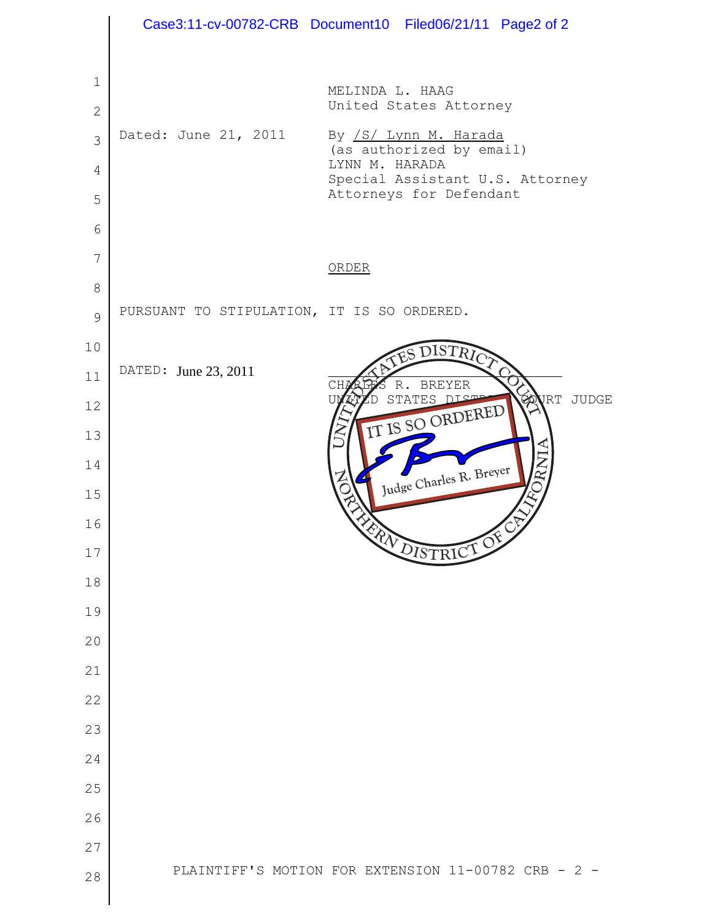MELINDA L. HAAG
United States Attorney

Dated: June 21, 2011

By /S/ Lynn M. Harada
(as authorized by email)
LYNN M. HARADA
Special Assistant U.S. Attorney
Attorneys for Defendant

ORDER

PURSUANT TO STIPULATION, IT IS SO ORDERED.

DATED: June 23, 2011

CHARLES R. BREYER
UNITED STATES DISTRICT COURT JUDGE

UNITED STATES DISTRICT COURT
NORTHERN DISTRICT OF CALIFORNIA
IT IS SO ORDERED
Judge Charles R. Breyer

PLAINTIFF'S MOTION FOR EXTENSION 11-00782 CRB